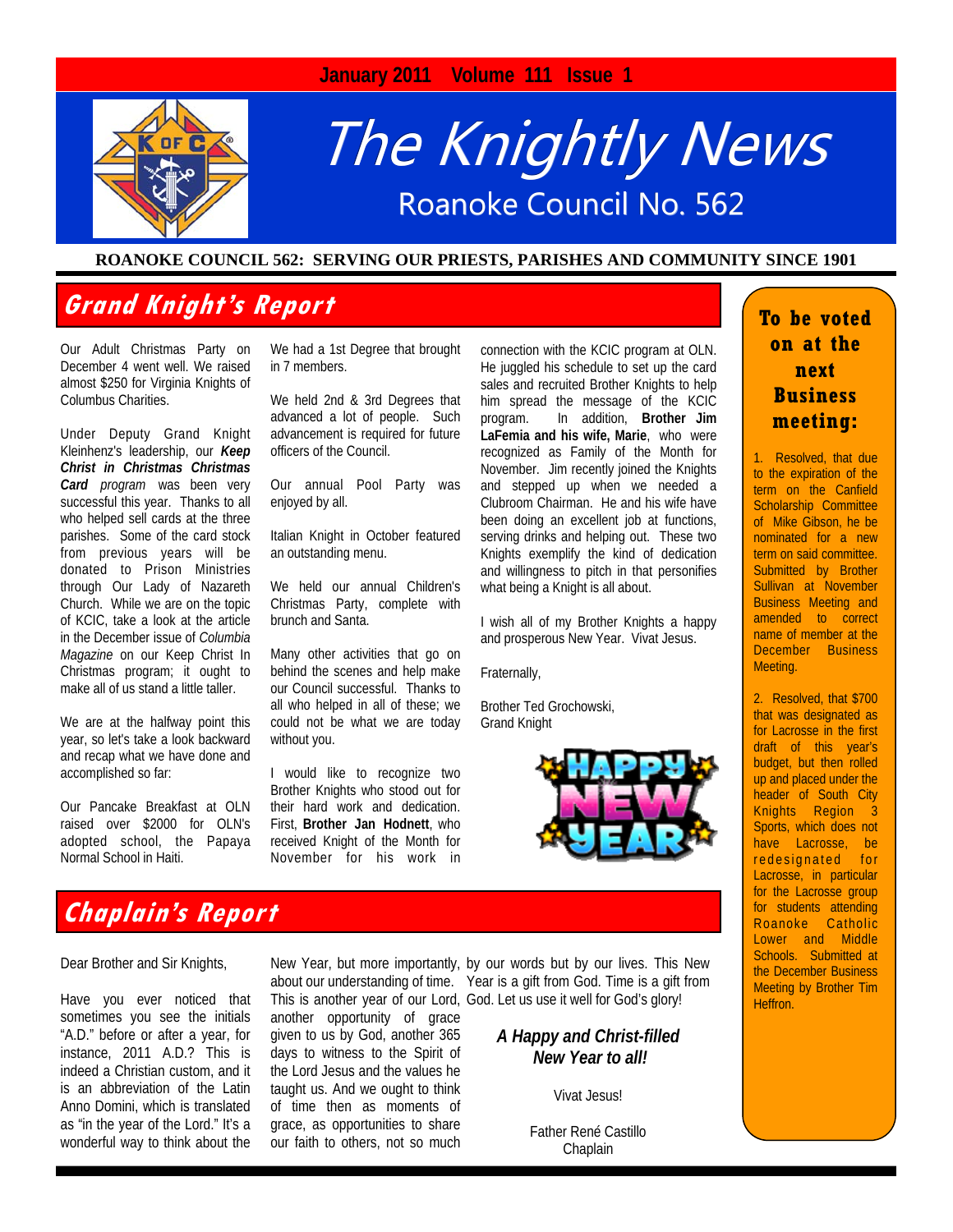January 2011 Volume 111 Issue 1

# The Knightly News

Roanoke Council No. 562

**ROANOKE COUNCIL 562: SERVING OUR PRIESTS, PARISHES AND COMMUNITY SINCE 1901**

## Grand Knight's Report

Our Adult Christmas Party on December 4 went well. We raised almost $250 for Virginia Knights of Columbus Charities.

Under Deputy Grand Knight Kleinhenz's leadership, our ***Keep Christ in Christmas Christmas Card*** *program* was been very successful this year. Thanks to all who helped sell cards at the three parishes. Some of the card stock from previous years will be donated to Prison Ministries through Our Lady of Nazareth Church. While we are on the topic of KCIC, take a look at the article in the December issue of *Columbia Magazine* on our Keep Christ In Christmas program; it ought to make all of us stand a little taller.

We are at the halfway point this year, so let's take a look backward and recap what we have done and accomplished so far:

Our Pancake Breakfast at OLN raised over $2000 for OLN's adopted school, the Papaya Normal School in Haiti.

We had a 1st Degree that brought in 7 members.

We held 2nd & 3rd Degrees that advanced a lot of people. Such advancement is required for future officers of the Council.

Our annual Pool Party was enjoyed by all.

Italian Knight in October featured an outstanding menu.

We held our annual Children's Christmas Party, complete with brunch and Santa.

Many other activities that go on behind the scenes and help make our Council successful. Thanks to all who helped in all of these; we could not be what we are today without you.

I would like to recognize two Brother Knights who stood out for their hard work and dedication. First, **Brother Jan Hodnett**, who received Knight of the Month for November for his work in connection with the KCIC program at OLN. He juggled his schedule to set up the card sales and recruited Brother Knights to help him spread the message of the KCIC program. In addition, **Brother Jim LaFemia and his wife, Marie**, who were recognized as Family of the Month for November. Jim recently joined the Knights and stepped up when we needed a Clubroom Chairman. He and his wife have been doing an excellent job at functions, serving drinks and helping out. These two Knights exemplify the kind of dedication and willingness to pitch in that personifies what being a Knight is all about.

I wish all of my Brother Knights a happy and prosperous New Year. Vivat Jesus.

Fraternally,

Brother Ted Grochowski,
Grand Knight

## To be voted on at the next Business meeting:

1. Resolved, that due to the expiration of the term on the Canfield Scholarship Committee of Mike Gibson, he be nominated for a new term on said committee. Submitted by Brother Sullivan at November Business Meeting and amended to correct name of member at the December Business Meeting.

2. Resolved, that $700 that was designated as for Lacrosse in the first draft of this year's budget, but then rolled up and placed under the header of South City Knights Region 3 Sports, which does not have Lacrosse, be redesignated for Lacrosse, in particular for the Lacrosse group for students attending Roanoke Catholic Lower and Middle Schools. Submitted at the December Business Meeting by Brother Tim Heffron.

## Chaplain's Report

Dear Brother and Sir Knights,

Have you ever noticed that sometimes you see the initials "A.D." before or after a year, for instance, 2011 A.D.? This is indeed a Christian custom, and it is an abbreviation of the Latin Anno Domini, which is translated as "in the year of the Lord." It's a wonderful way to think about the New Year, but more importantly, about our understanding of time. This is another year of our Lord, another opportunity of grace given to us by God, another 365 days to witness to the Spirit of the Lord Jesus and the values he taught us. And we ought to think of time then as moments of grace, as opportunities to share our faith to others, not so much by our words but by our lives. This New Year is a gift from God. Time is a gift from God. Let us use it well for God's glory!

***A Happy and Christ-filled New Year to all!***

Vivat Jesus!

Father René Castillo
Chaplain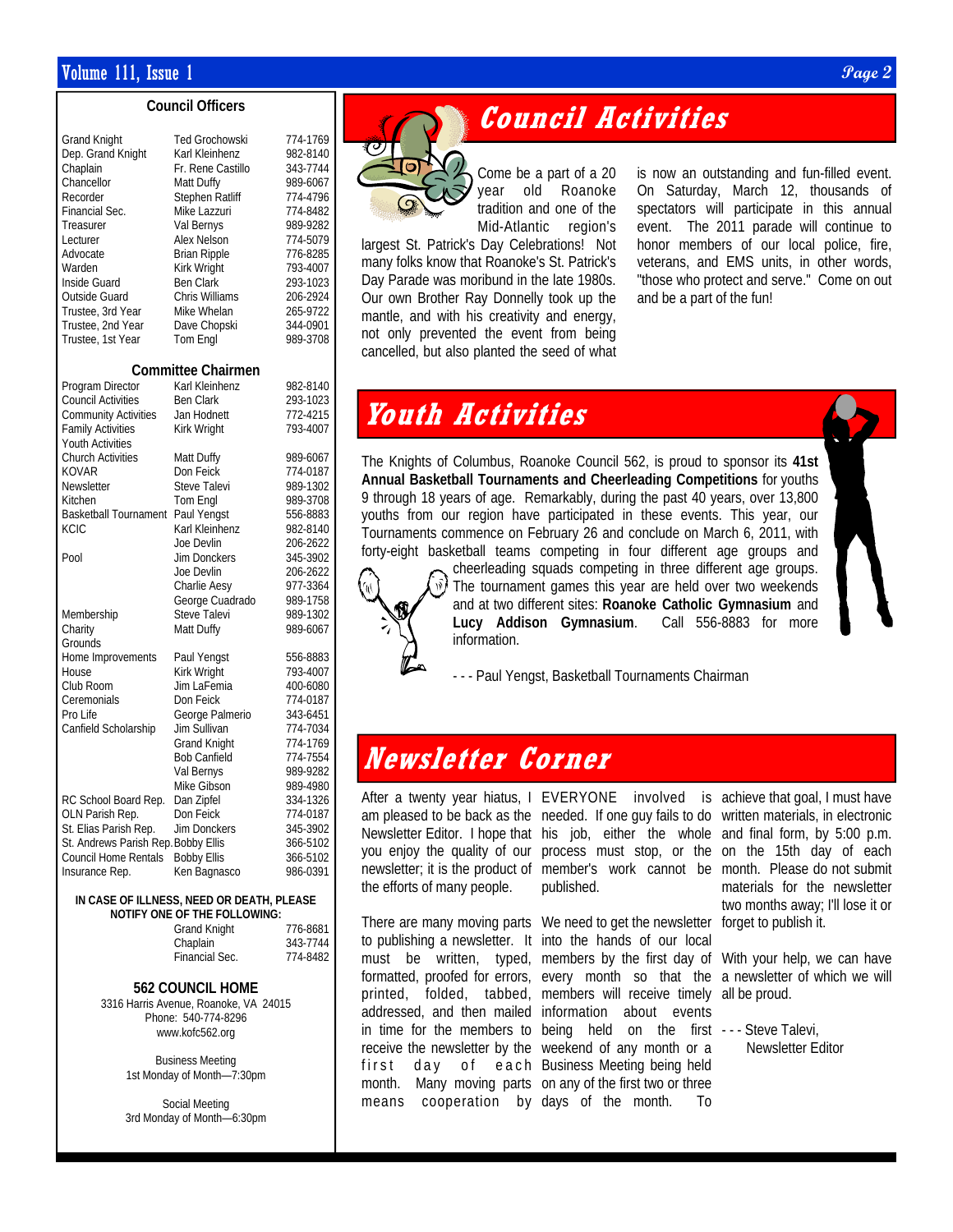## Council Officers

| | | |
|---|---|---|
| Grand Knight | Ted Grochowski | 774-1769 |
| Dep. Grand Knight | Karl Kleinhenz | 982-8140 |
| Chaplain | Fr. Rene Castillo | 343-7744 |
| Chancellor | Matt Duffy | 989-6067 |
| Recorder | Stephen Ratliff | 774-4796 |
| Financial Sec. | Mike Lazzuri | 774-8482 |
| Treasurer | Val Bernys | 989-9282 |
| Lecturer | Alex Nelson | 774-5079 |
| Advocate | Brian Ripple | 776-8285 |
| Warden | Kirk Wright | 793-4007 |
| Inside Guard | Ben Clark | 293-1023 |
| Outside Guard | Chris Williams | 206-2924 |
| Trustee, 3rd Year | Mike Whelan | 265-9722 |
| Trustee, 2nd Year | Dave Chopski | 344-0901 |
| Trustee, 1st Year | Tom Engl | 989-3708 |

## Committee Chairmen

| | | |
|---|---|---|
| Program Director | Karl Kleinhenz | 982-8140 |
| Council Activities | Ben Clark | 293-1023 |
| Community Activities | Jan Hodnett | 772-4215 |
| Family Activities | Kirk Wright | 793-4007 |
| Youth Activities | | |
| Church Activities | Matt Duffy | 989-6067 |
| KOVAR | Don Feick | 774-0187 |
| Newsletter | Steve Talevi | 989-1302 |
| Kitchen | Tom Engl | 989-3708 |
| Basketball Tournament | Paul Yengst | 556-8883 |
| KCIC | Karl Kleinhenz | 982-8140 |
| | Joe Devlin | 206-2622 |
| Pool | Jim Donckers | 345-3902 |
| | Joe Devlin | 206-2622 |
| | Charlie Aesy | 977-3364 |
| | George Cuadrado | 989-1758 |
| Membership | Steve Talevi | 989-1302 |
| Charity | Matt Duffy | 989-6067 |
| Grounds | | |
| Home Improvements | Paul Yengst | 556-8883 |
| House | Kirk Wright | 793-4007 |
| Club Room | Jim LaFemia | 400-6080 |
| Ceremonials | Don Feick | 774-0187 |
| Pro Life | George Palmerio | 343-6451 |
| Canfield Scholarship | Jim Sullivan | 774-7034 |
| | Grand Knight | 774-1769 |
| | Bob Canfield | 774-7554 |
| | Val Bernys | 989-9282 |
| | Mike Gibson | 989-4980 |
| RC School Board Rep. | Dan Zipfel | 334-1326 |
| OLN Parish Rep. | Don Feick | 774-0187 |
| St. Elias Parish Rep. | Jim Donckers | 345-3902 |
| St. Andrews Parish Rep. | Bobby Ellis | 366-5102 |
| Council Home Rentals | Bobby Ellis | 366-5102 |
| Insurance Rep. | Ken Bagnasco | 986-0391 |

**IN CASE OF ILLNESS, NEED OR DEATH, PLEASE NOTIFY ONE OF THE FOLLOWING:**

| | |
|---|---|
| Grand Knight | 776-8681 |
| Chaplain | 343-7744 |
| Financial Sec. | 774-8482 |

**562 COUNCIL HOME**

3316 Harris Avenue, Roanoke, VA 24015
Phone: 540-774-8296
www.kofc562.org

Business Meeting
1st Monday of Month—7:30pm

Social Meeting
3rd Monday of Month—6:30pm

# Council Activities

Come be a part of a 20 year old Roanoke tradition and one of the Mid-Atlantic region's largest St. Patrick's Day Celebrations! Not many folks know that Roanoke's St. Patrick's Day Parade was moribund in the late 1980s. Our own Brother Ray Donnelly took up the mantle, and with his creativity and energy, not only prevented the event from being cancelled, but also planted the seed of what is now an outstanding and fun-filled event. On Saturday, March 12, thousands of spectators will participate in this annual event. The 2011 parade will continue to honor members of our local police, fire, veterans, and EMS units, in other words, "those who protect and serve." Come on out and be a part of the fun!

# Youth Activities

The Knights of Columbus, Roanoke Council 562, is proud to sponsor its **41st Annual Basketball Tournaments and Cheerleading Competitions** for youths 9 through 18 years of age. Remarkably, during the past 40 years, over 13,800 youths from our region have participated in these events. This year, our Tournaments commence on February 26 and conclude on March 6, 2011, with forty-eight basketball teams competing in four different age groups and cheerleading squads competing in three different age groups. The tournament games this year are held over two weekends and at two different sites: **Roanoke Catholic Gymnasium** and **Lucy Addison Gymnasium**. Call 556-8883 for more information.

- - - Paul Yengst, Basketball Tournaments Chairman

# Newsletter Corner

After a twenty year hiatus, I am pleased to be back as the Newsletter Editor. I hope that you enjoy the quality of our newsletter; it is the product of the efforts of many people.

There are many moving parts to publishing a newsletter. It must be written, typed, formatted, proofed for errors, printed, folded, tabbed, addressed, and then mailed in time for the members to receive the newsletter by the first day of each month. Many moving parts means cooperation by EVERYONE involved is needed. If one guy fails to do his job, either the whole process must stop, or the member's work cannot be published.

We need to get the newsletter into the hands of our local members by the first day of every month so that the members will receive timely information about events being held on the first weekend of any month or a Business Meeting being held on any of the first two or three days of the month. To achieve that goal, I must have written materials, in electronic and final form, by 5:00 p.m. on the 15th day of each month. Please do not submit materials for the newsletter two months away; I'll lose it or forget to publish it.

With your help, we can have a newsletter of which we will all be proud.

- - - Steve Talevi,
Newsletter Editor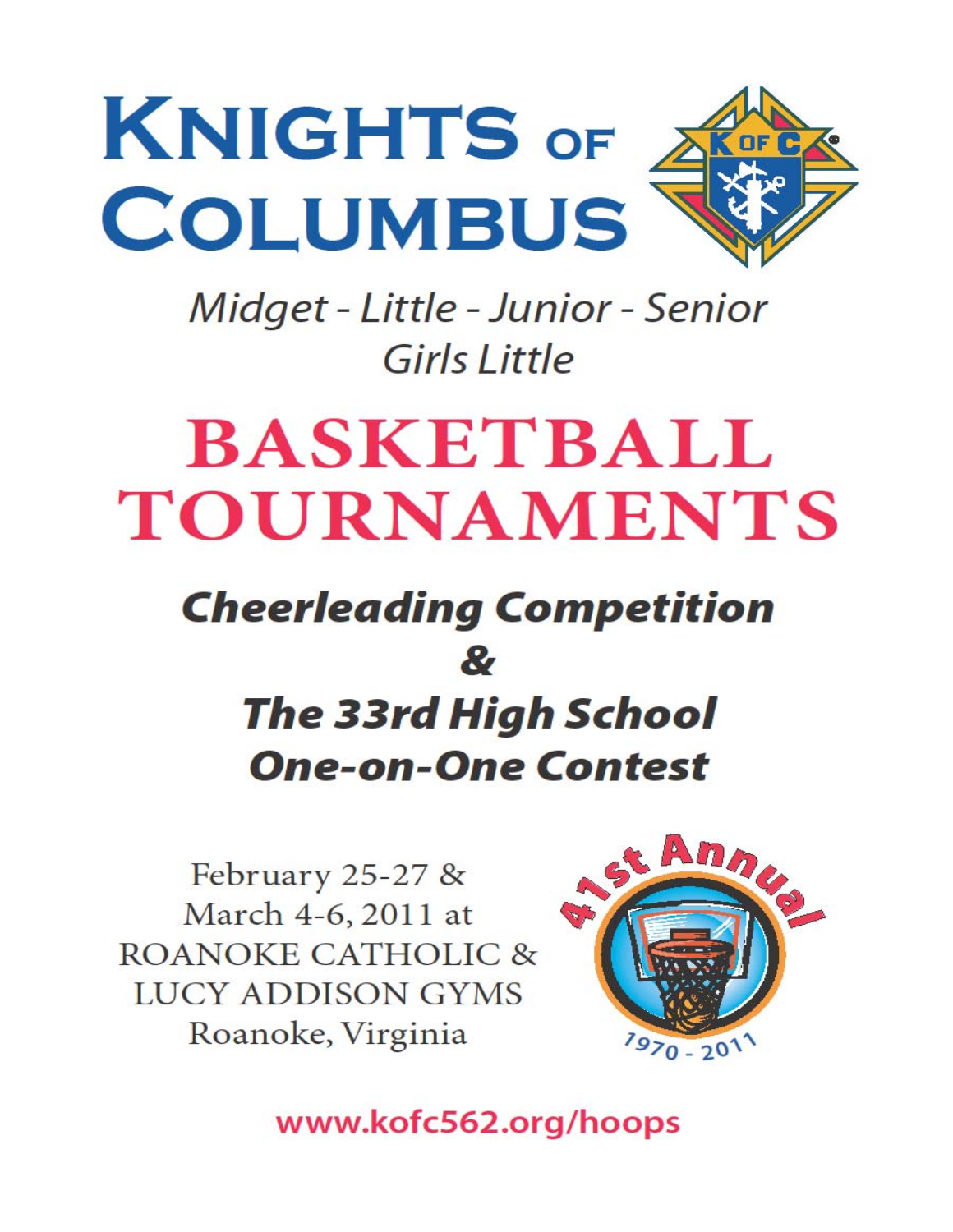# KNIGHTS OF COLUMBUS

*Midget - Little - Junior - Senior*
*Girls Little*

# BASKETBALL TOURNAMENTS

## *Cheerleading Competition*
## *&*
## *The 33rd High School One-on-One Contest*

February 25-27 &
March 4-6, 2011 at
ROANOKE CATHOLIC &
LUCY ADDISON GYMS
Roanoke, Virginia

41st Annual
1970 - 2011

www.kofc562.org/hoops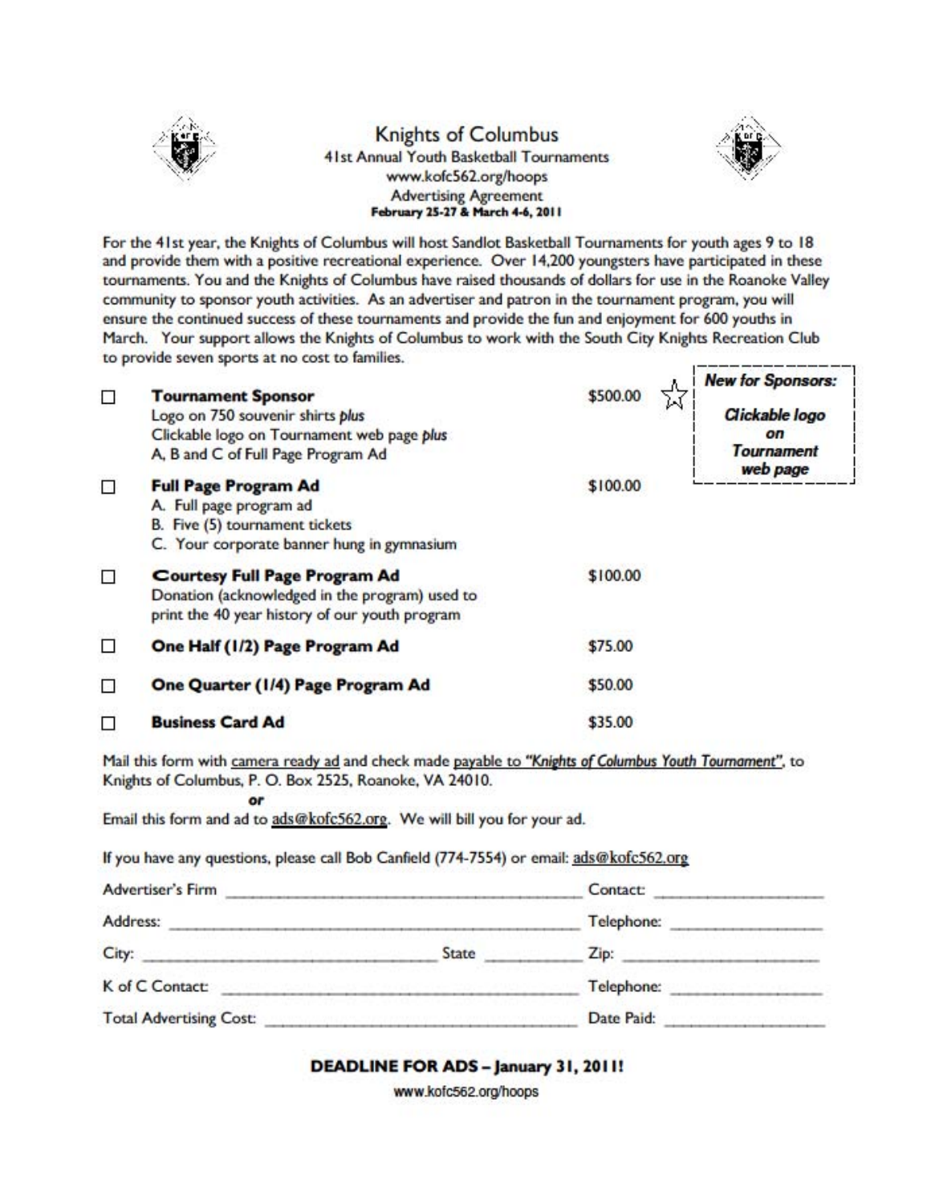# Knights of Columbus

41st Annual Youth Basketball Tournaments
www.kofc562.org/hoops
Advertising Agreement
**February 25-27 & March 4-6, 2011**

For the 41st year, the Knights of Columbus will host Sandlot Basketball Tournaments for youth ages 9 to 18 and provide them with a positive recreational experience. Over 14,200 youngsters have participated in these tournaments. You and the Knights of Columbus have raised thousands of dollars for use in the Roanoke Valley community to sponsor youth activities. As an advertiser and patron in the tournament program, you will ensure the continued success of these tournaments and provide the fun and enjoyment for 600 youths in March. Your support allows the Knights of Columbus to work with the South City Knights Recreation Club to provide seven sports at no cost to families.

***New for Sponsors:*** ***Clickable logo on Tournament web page***

| | Item | Price |
|---|---|---|
| ☐ | **Tournament Sponsor**<br>Logo on 750 souvenir shirts *plus*<br>Clickable logo on Tournament web page *plus*<br>A, B and C of Full Page Program Ad | $500.00 ☆ |
| ☐ | **Full Page Program Ad**<br>A. Full page program ad<br>B. Five (5) tournament tickets<br>C. Your corporate banner hung in gymnasium | $100.00 |
| ☐ | **Courtesy Full Page Program Ad**<br>Donation (acknowledged in the program) used to print the 40 year history of our youth program | $100.00 |
| ☐ | **One Half (1/2) Page Program Ad** | $75.00 |
| ☐ | **One Quarter (1/4) Page Program Ad** | $50.00 |
| ☐ | **Business Card Ad** | $35.00 |

Mail this form with camera ready ad and check made payable to *"Knights of Columbus Youth Tournament"*, to Knights of Columbus, P. O. Box 2525, Roanoke, VA 24010.

**or**

Email this form and ad to ads@kofc562.org. We will bill you for your ad.

If you have any questions, please call Bob Canfield (774-7554) or email: ads@kofc562.org

Advertiser's Firm ______________________________ Contact: ______________

Address: ______________________________ Telephone: ______________

City: ____________________ State ________ Zip: ______________

K of C Contact: ______________________________ Telephone: ______________

Total Advertising Cost: ______________________________ Date Paid: ______________

**DEADLINE FOR ADS – January 31, 2011!**

www.kofc562.org/hoops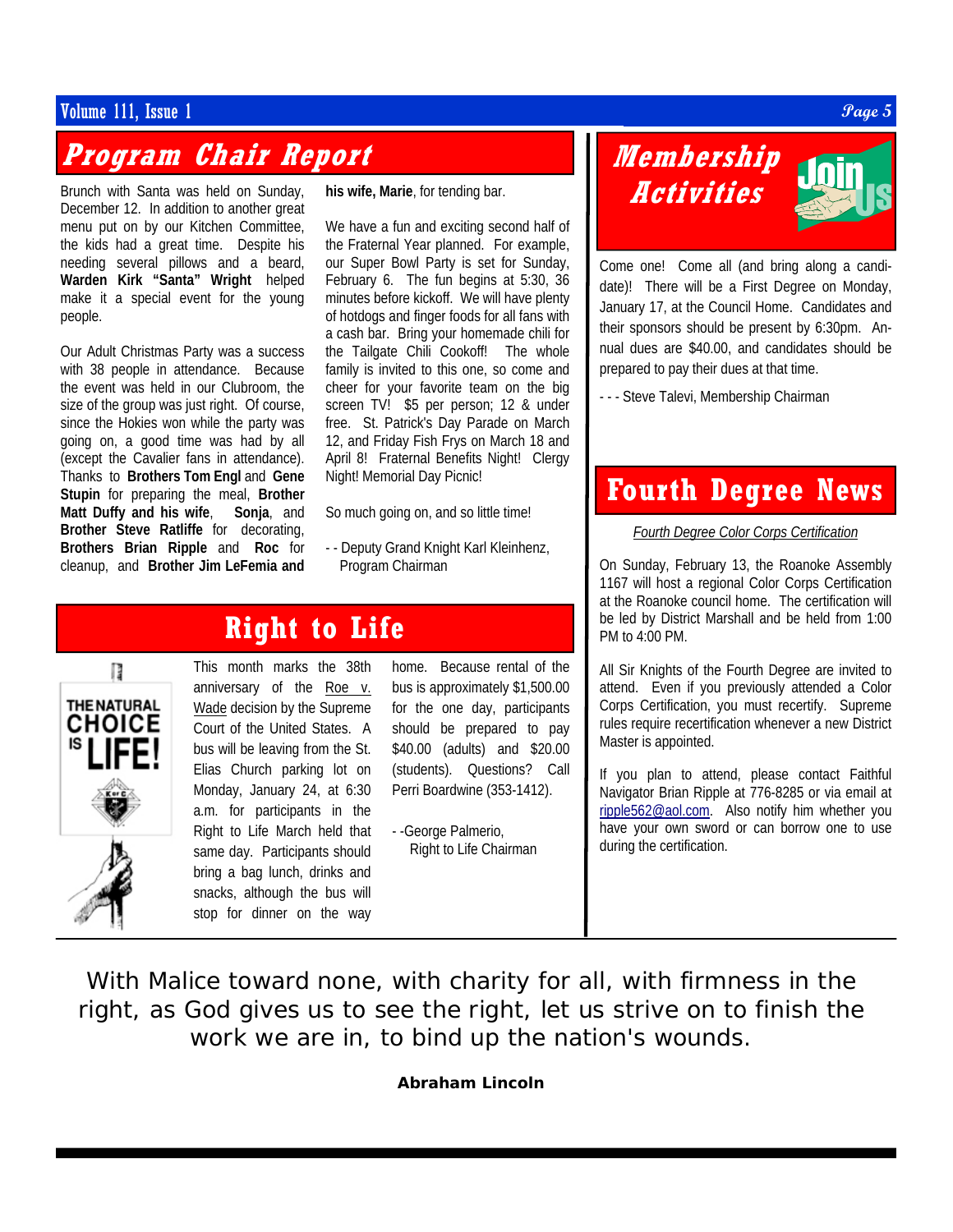## Program Chair Report

Brunch with Santa was held on Sunday, December 12. In addition to another great menu put on by our Kitchen Committee, the kids had a great time. Despite his needing several pillows and a beard, **Warden Kirk "Santa" Wright** helped make it a special event for the young people.

Our Adult Christmas Party was a success with 38 people in attendance. Because the event was held in our Clubroom, the size of the group was just right. Of course, since the Hokies won while the party was going on, a good time was had by all (except the Cavalier fans in attendance). Thanks to **Brothers Tom Engl** and **Gene Stupin** for preparing the meal, **Brother Matt Duffy and his wife**, **Sonja**, and **Brother Steve Ratliffe** for decorating, **Brothers Brian Ripple** and **Roc** for cleanup, and **Brother Jim LeFemia and his wife, Marie**, for tending bar.

We have a fun and exciting second half of the Fraternal Year planned. For example, our Super Bowl Party is set for Sunday, February 6. The fun begins at 5:30, 36 minutes before kickoff. We will have plenty of hotdogs and finger foods for all fans with a cash bar. Bring your homemade chili for the Tailgate Chili Cookoff! The whole family is invited to this one, so come and cheer for your favorite team on the big screen TV! $5 per person; 12 & under free. St. Patrick's Day Parade on March 12, and Friday Fish Frys on March 18 and April 8! Fraternal Benefits Night! Clergy Night! Memorial Day Picnic!

So much going on, and so little time!

- - Deputy Grand Knight Karl Kleinhenz, Program Chairman

## Right to Life

THE NATURAL CHOICE IS LIFE!

This month marks the 38th anniversary of the Roe v. Wade decision by the Supreme Court of the United States. A bus will be leaving from the St. Elias Church parking lot on Monday, January 24, at 6:30 a.m. for participants in the Right to Life March held that same day. Participants should bring a bag lunch, drinks and snacks, although the bus will stop for dinner on the way home. Because rental of the bus is approximately $1,500.00 for the one day, participants should be prepared to pay $40.00 (adults) and $20.00 (students). Questions? Call Perri Boardwine (353-1412).

- -George Palmerio, Right to Life Chairman

## Membership Activities

Come one! Come all (and bring along a candidate)! There will be a First Degree on Monday, January 17, at the Council Home. Candidates and their sponsors should be present by 6:30pm. Annual dues are $40.00, and candidates should be prepared to pay their dues at that time.

- - - Steve Talevi, Membership Chairman

## Fourth Degree News

*Fourth Degree Color Corps Certification*

On Sunday, February 13, the Roanoke Assembly 1167 will host a regional Color Corps Certification at the Roanoke council home. The certification will be led by District Marshall and be held from 1:00 PM to 4:00 PM.

All Sir Knights of the Fourth Degree are invited to attend. Even if you previously attended a Color Corps Certification, you must recertify. Supreme rules require recertification whenever a new District Master is appointed.

If you plan to attend, please contact Faithful Navigator Brian Ripple at 776-8285 or via email at ripple562@aol.com. Also notify him whether you have your own sword or can borrow one to use during the certification.

---

With Malice toward none, with charity for all, with firmness in the right, as God gives us to see the right, let us strive on to finish the work we are in, to bind up the nation's wounds.

**Abraham Lincoln**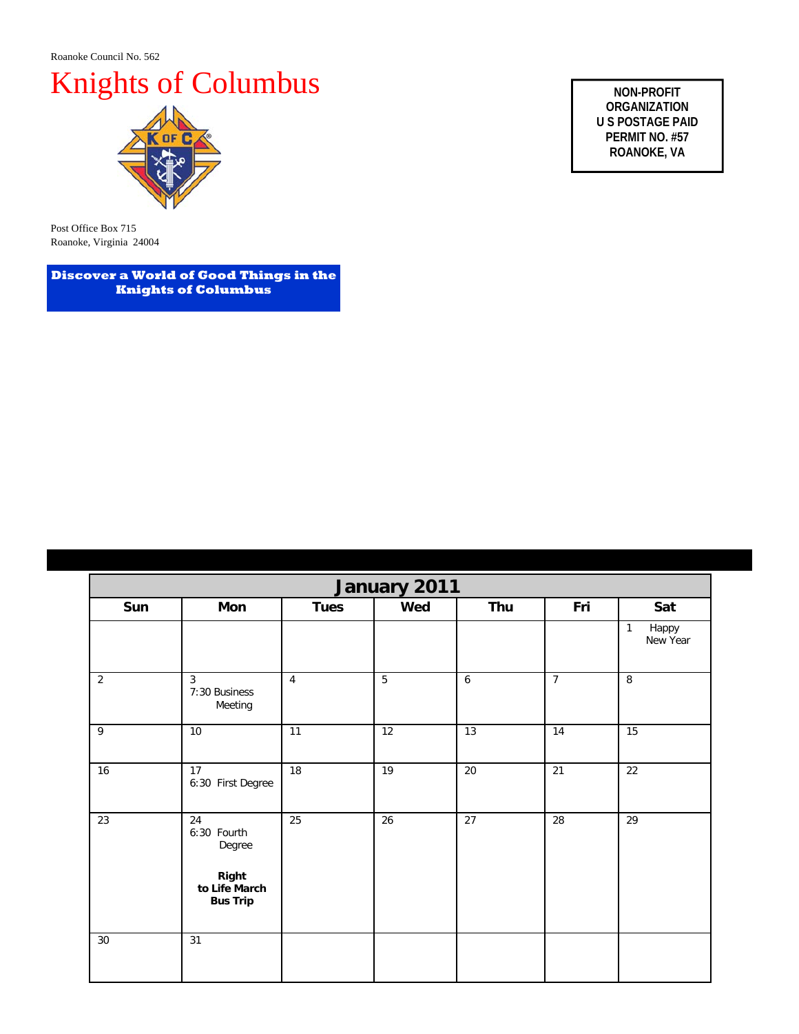Roanoke Council No. 562

# Knights of Columbus

Post Office Box 715
Roanoke, Virginia 24004

**Discover a World of Good Things in the Knights of Columbus**

**NON-PROFIT ORGANIZATION**
**U S POSTAGE PAID**
**PERMIT NO. #57**
**ROANOKE, VA**

## January 2011

| Sun | Mon | Tues | Wed | Thu | Fri | Sat |
|---|---|---|---|---|---|---|
| | | | | | | 1 Happy New Year |
| 2 | 3 7:30 Business Meeting | 4 | 5 | 6 | 7 | 8 |
| 9 | 10 | 11 | 12 | 13 | 14 | 15 |
| 16 | 17 6:30 First Degree | 18 | 19 | 20 | 21 | 22 |
| 23 | 24 6:30 Fourth Degree **Right to Life March Bus Trip** | 25 | 26 | 27 | 28 | 29 |
| 30 | 31 | | | | | |